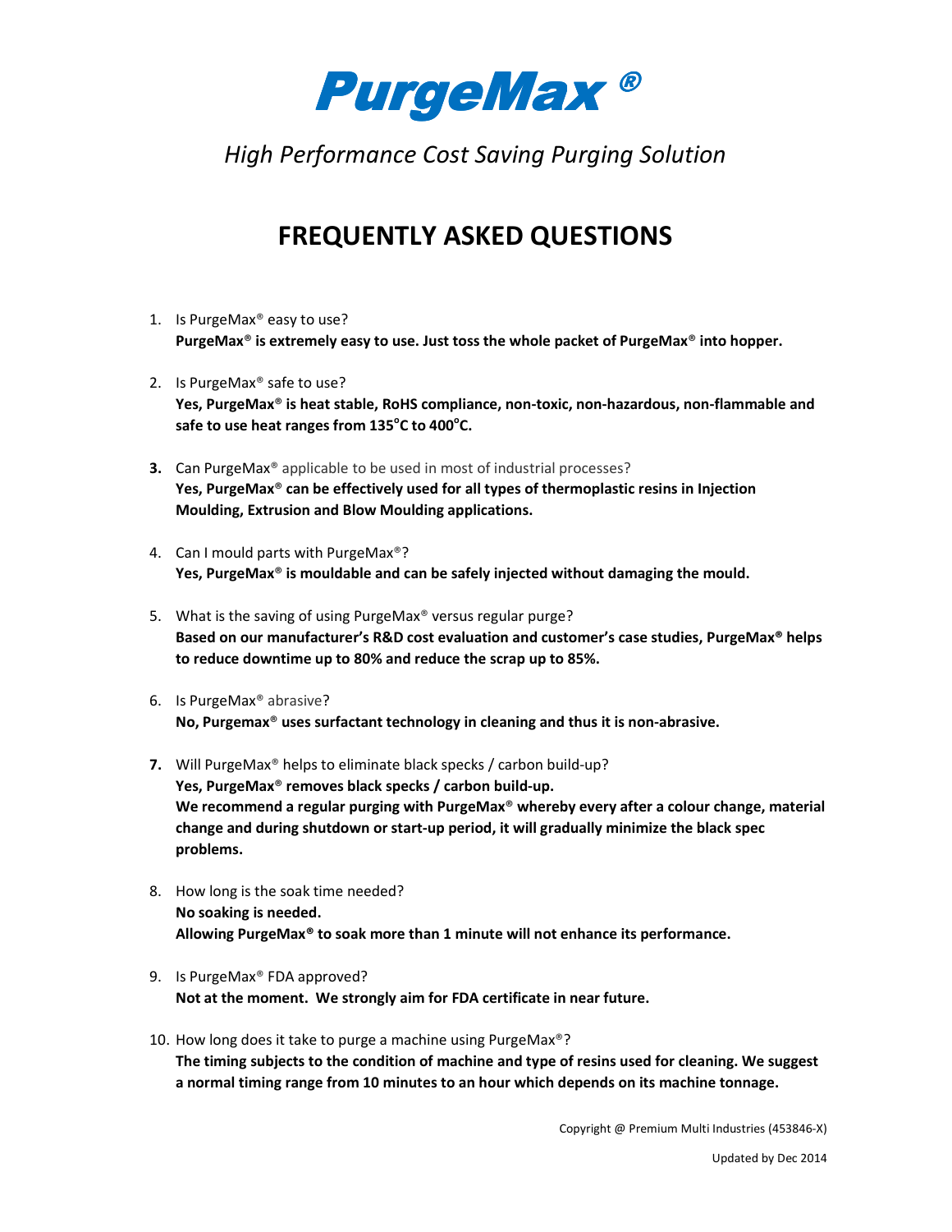# PurgeMax®

*High Performance Cost Saving Purging Solution*

## FREQUENTLY ASKED QUESTIONS

1. Is PurgeMax® easy to use?
   **PurgeMax® is extremely easy to use. Just toss the whole packet of PurgeMax® into hopper.**

2. Is PurgeMax® safe to use?
   **Yes, PurgeMax® is heat stable, RoHS compliance, non-toxic, non-hazardous, non-flammable and safe to use heat ranges from 135°C to 400°C.**

3. Can PurgeMax® applicable to be used in most of industrial processes?
   **Yes, PurgeMax® can be effectively used for all types of thermoplastic resins in Injection Moulding, Extrusion and Blow Moulding applications.**

4. Can I mould parts with PurgeMax®?
   **Yes, PurgeMax® is mouldable and can be safely injected without damaging the mould.**

5. What is the saving of using PurgeMax® versus regular purge?
   **Based on our manufacturer's R&D cost evaluation and customer's case studies, PurgeMax® helps to reduce downtime up to 80% and reduce the scrap up to 85%.**

6. Is PurgeMax® abrasive?
   **No, Purgemax® uses surfactant technology in cleaning and thus it is non-abrasive.**

7. Will PurgeMax® helps to eliminate black specks / carbon build-up?
   **Yes, PurgeMax® removes black specks / carbon build-up.**
   **We recommend a regular purging with PurgeMax® whereby every after a colour change, material change and during shutdown or start-up period, it will gradually minimize the black spec problems.**

8. How long is the soak time needed?
   **No soaking is needed.**
   **Allowing PurgeMax® to soak more than 1 minute will not enhance its performance.**

9. Is PurgeMax® FDA approved?
   **Not at the moment. We strongly aim for FDA certificate in near future.**

10. How long does it take to purge a machine using PurgeMax®?
    **The timing subjects to the condition of machine and type of resins used for cleaning. We suggest a normal timing range from 10 minutes to an hour which depends on its machine tonnage.**

Copyright @ Premium Multi Industries (453846-X)

Updated by Dec 2014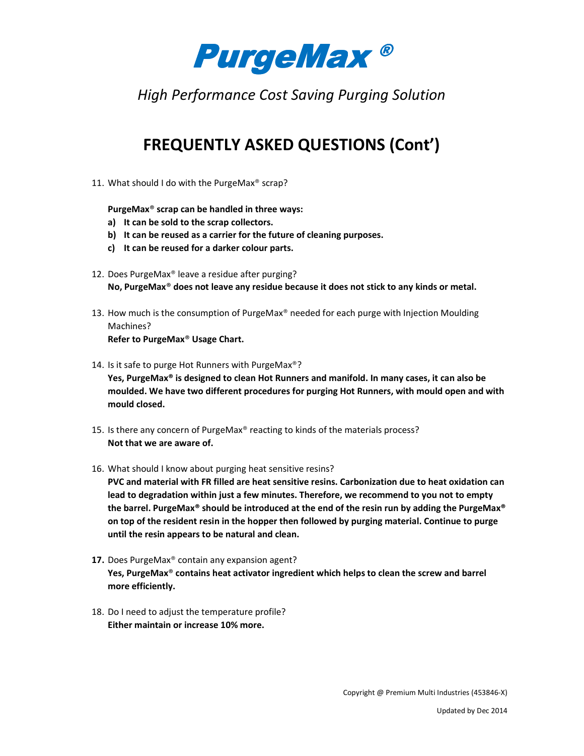# PurgeMax®

*High Performance Cost Saving Purging Solution*

## FREQUENTLY ASKED QUESTIONS (Cont')

11. What should I do with the PurgeMax® scrap?

    **PurgeMax® scrap can be handled in three ways:**
    **a) It can be sold to the scrap collectors.**
    **b) It can be reused as a carrier for the future of cleaning purposes.**
    **c) It can be reused for a darker colour parts.**

12. Does PurgeMax® leave a residue after purging?
    **No, PurgeMax® does not leave any residue because it does not stick to any kinds or metal.**

13. How much is the consumption of PurgeMax® needed for each purge with Injection Moulding Machines?
    **Refer to PurgeMax® Usage Chart.**

14. Is it safe to purge Hot Runners with PurgeMax®?
    **Yes, PurgeMax® is designed to clean Hot Runners and manifold. In many cases, it can also be moulded. We have two different procedures for purging Hot Runners, with mould open and with mould closed.**

15. Is there any concern of PurgeMax® reacting to kinds of the materials process?
    **Not that we are aware of.**

16. What should I know about purging heat sensitive resins?
    **PVC and material with FR filled are heat sensitive resins. Carbonization due to heat oxidation can lead to degradation within just a few minutes. Therefore, we recommend to you not to empty the barrel. PurgeMax® should be introduced at the end of the resin run by adding the PurgeMax® on top of the resident resin in the hopper then followed by purging material. Continue to purge until the resin appears to be natural and clean.**

17. Does PurgeMax® contain any expansion agent?
    **Yes, PurgeMax® contains heat activator ingredient which helps to clean the screw and barrel more efficiently.**

18. Do I need to adjust the temperature profile?
    **Either maintain or increase 10% more.**

Copyright @ Premium Multi Industries (453846-X)

Updated by Dec 2014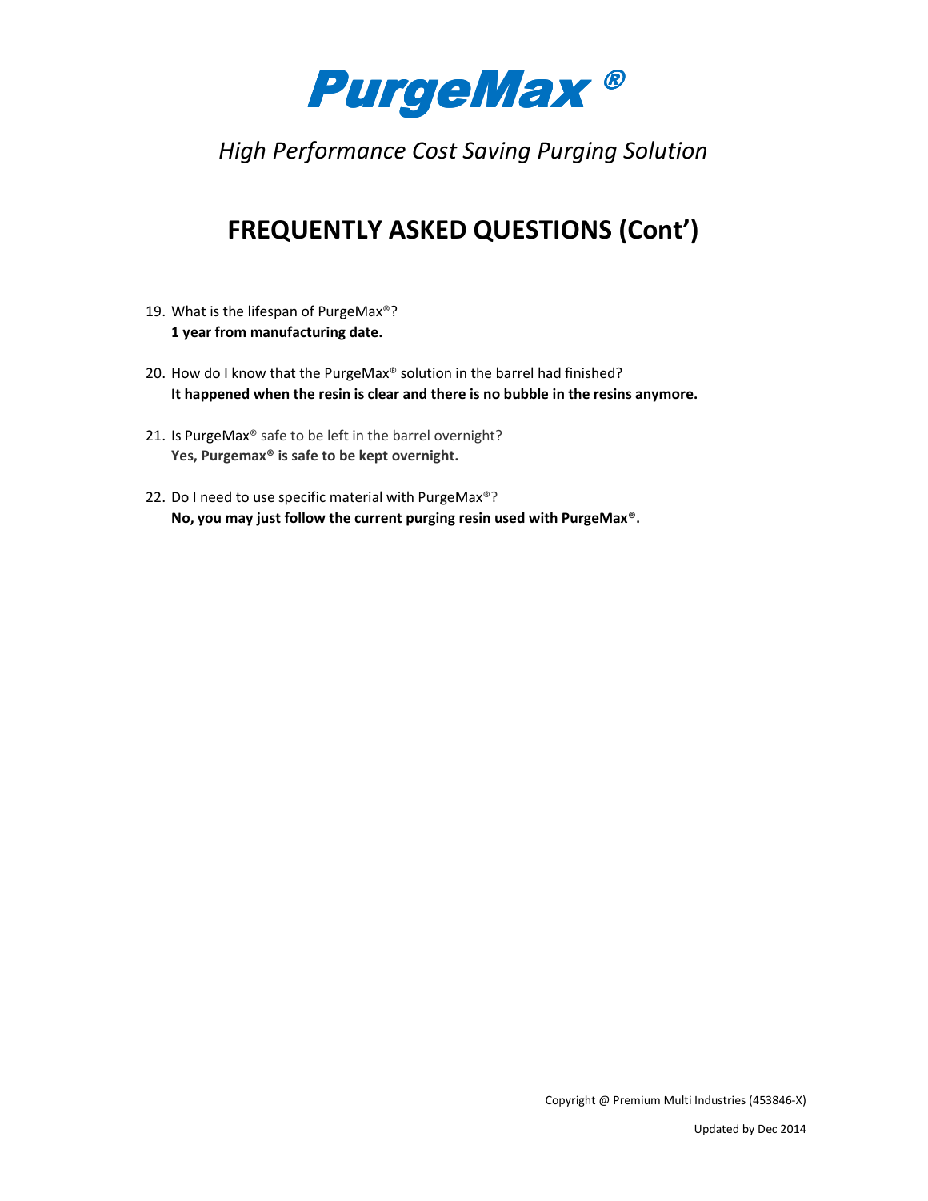# *PurgeMax ®*

*High Performance Cost Saving Purging Solution*

## FREQUENTLY ASKED QUESTIONS (Cont')

19. What is the lifespan of PurgeMax®?
    **1 year from manufacturing date.**

20. How do I know that the PurgeMax® solution in the barrel had finished?
    **It happened when the resin is clear and there is no bubble in the resins anymore.**

21. Is PurgeMax® safe to be left in the barrel overnight?
    **Yes, Purgemax® is safe to be kept overnight.**

22. Do I need to use specific material with PurgeMax®?
    **No, you may just follow the current purging resin used with PurgeMax®.**

Copyright @ Premium Multi Industries (453846-X)

Updated by Dec 2014